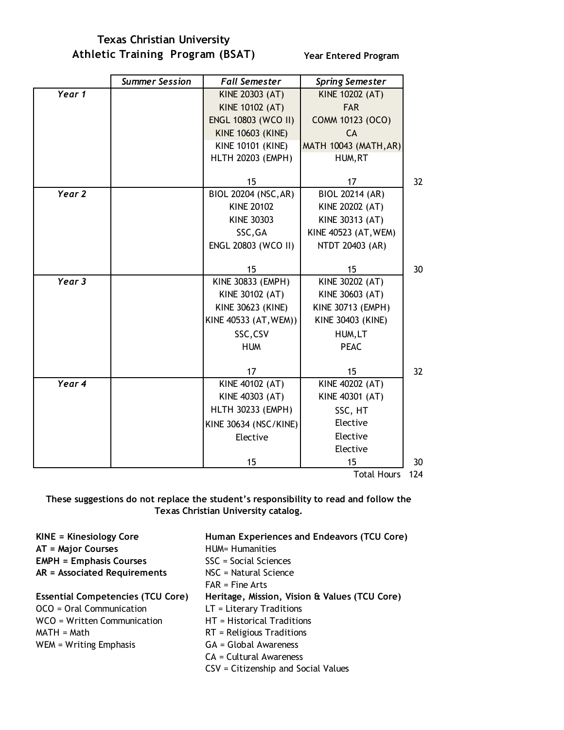# Texas Christian University
## Athletic Training Program (BSAT)

**Year Entered Program**

| | *Summer Session* | *Fall Semester* | *Spring Semester* | |
|---|---|---|---|---|
| ***Year 1*** | | KINE 20303 (AT) | KINE 10202 (AT) | |
| | | KINE 10102 (AT) | FAR | |
| | | ENGL 10803 (WCO II) | COMM 10123 (OCO) | |
| | | KINE 10603 (KINE) | CA | |
| | | KINE 10101 (KINE) | MATH 10043 (MATH,AR) | |
| | | HLTH 20203 (EMPH) | HUM,RT | |
| | | 15 | 17 | 32 |
| ***Year 2*** | | BIOL 20204 (NSC,AR) | BIOL 20214 (AR) | |
| | | KINE 20102 | KINE 20202 (AT) | |
| | | KINE 30303 | KINE 30313 (AT) | |
| | | SSC,GA | KINE 40523 (AT,WEM) | |
| | | ENGL 20803 (WCO II) | NTDT 20403 (AR) | |
| | | 15 | 15 | 30 |
| ***Year 3*** | | KINE 30833 (EMPH) | KINE 30202 (AT) | |
| | | KINE 30102 (AT) | KINE 30603 (AT) | |
| | | KINE 30623 (KINE) | KINE 30713 (EMPH) | |
| | | KINE 40533 (AT,WEM)) | KINE 30403 (KINE) | |
| | | SSC,CSV | HUM,LT | |
| | | HUM | PEAC | |
| | | 17 | 15 | 32 |
| ***Year 4*** | | KINE 40102 (AT) | KINE 40202 (AT) | |
| | | KINE 40303 (AT) | KINE 40301 (AT) | |
| | | HLTH 30233 (EMPH) | SSC, HT | |
| | | KINE 30634 (NSC/KINE) | Elective | |
| | | Elective | Elective | |
| | | | Elective | |
| | | 15 | 15 | 30 |
| | | | Total Hours | 124 |

**These suggestions do not replace the student's responsibility to read and follow the Texas Christian University catalog.**

**KINE = Kinesiology Core**
**AT = Major Courses**
**EMPH = Emphasis Courses**
**AR = Associated Requirements**

**Essential Competencies (TCU Core)**
OCO = Oral Communication
WCO = Written Communication
MATH = Math
WEM = Writing Emphasis

**Human Experiences and Endeavors (TCU Core)**
HUM= Humanities
SSC = Social Sciences
NSC = Natural Science
FAR = Fine Arts

**Heritage, Mission, Vision & Values (TCU Core)**
LT = Literary Traditions
HT = Historical Traditions
RT = Religious Traditions
GA = Global Awareness
CA = Cultural Awareness
CSV = Citizenship and Social Values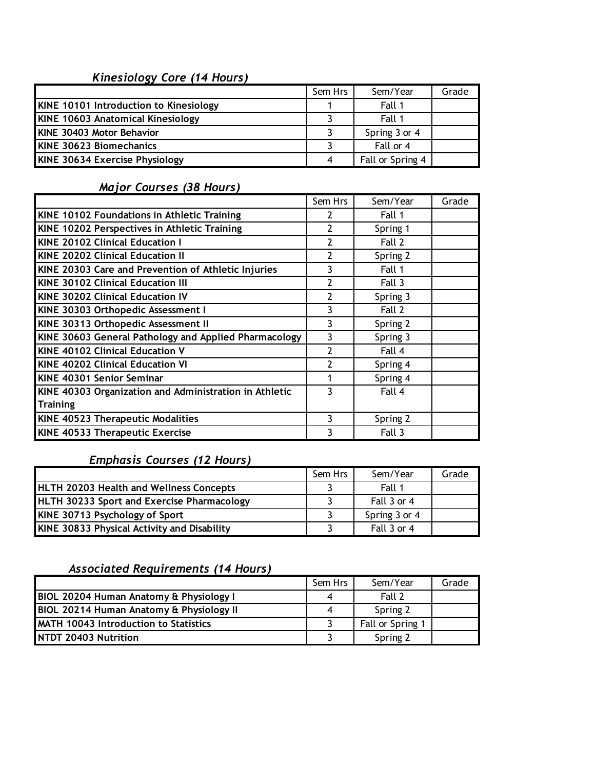### *Kinesiology Core (14 Hours)*

| | Sem Hrs | Sem/Year | Grade |
|---|---|---|---|
| **KINE 10101 Introduction to Kinesiology** | 1 | Fall 1 | |
| **KINE 10603 Anatomical Kinesiology** | 3 | Fall 1 | |
| **KINE 30403 Motor Behavior** | 3 | Spring 3 or 4 | |
| **KINE 30623 Biomechanics** | 3 | Fall or 4 | |
| **KINE 30634 Exercise Physiology** | 4 | Fall or Spring 4 | |

### *Major Courses (38 Hours)*

| | Sem Hrs | Sem/Year | Grade |
|---|---|---|---|
| **KINE 10102 Foundations in Athletic Training** | 2 | Fall 1 | |
| **KINE 10202 Perspectives in Athletic Training** | 2 | Spring 1 | |
| **KINE 20102 Clinical Education I** | 2 | Fall 2 | |
| **KINE 20202 Clinical Education II** | 2 | Spring 2 | |
| **KINE 20303 Care and Prevention of Athletic Injuries** | 3 | Fall 1 | |
| **KINE 30102 Clinical Education III** | 2 | Fall 3 | |
| **KINE 30202 Clinical Education IV** | 2 | Spring 3 | |
| **KINE 30303 Orthopedic Assessment I** | 3 | Fall 2 | |
| **KINE 30313 Orthopedic Assessment II** | 3 | Spring 2 | |
| **KINE 30603 General Pathology and Applied Pharmacology** | 3 | Spring 3 | |
| **KINE 40102 Clinical Education V** | 2 | Fall 4 | |
| **KINE 40202 Clinical Education VI** | 2 | Spring 4 | |
| **KINE 40301 Senior Seminar** | 1 | Spring 4 | |
| **KINE 40303 Organization and Administration in Athletic Training** | 3 | Fall 4 | |
| **KINE 40523 Therapeutic Modalities** | 3 | Spring 2 | |
| **KINE 40533 Therapeutic Exercise** | 3 | Fall 3 | |

### *Emphasis Courses (12 Hours)*

| | Sem Hrs | Sem/Year | Grade |
|---|---|---|---|
| **HLTH 20203 Health and Wellness Concepts** | 3 | Fall 1 | |
| **HLTH 30233 Sport and Exercise Pharmacology** | 3 | Fall 3 or 4 | |
| **KINE 30713 Psychology of Sport** | 3 | Spring 3 or 4 | |
| **KINE 30833 Physical Activity and Disability** | 3 | Fall 3 or 4 | |

### *Associated Requirements (14 Hours)*

| | Sem Hrs | Sem/Year | Grade |
|---|---|---|---|
| **BIOL 20204 Human Anatomy & Physiology I** | 4 | Fall 2 | |
| **BIOL 20214 Human Anatomy & Physiology II** | 4 | Spring 2 | |
| **MATH 10043 Introduction to Statistics** | 3 | Fall or Spring 1 | |
| **NTDT 20403 Nutrition** | 3 | Spring 2 | |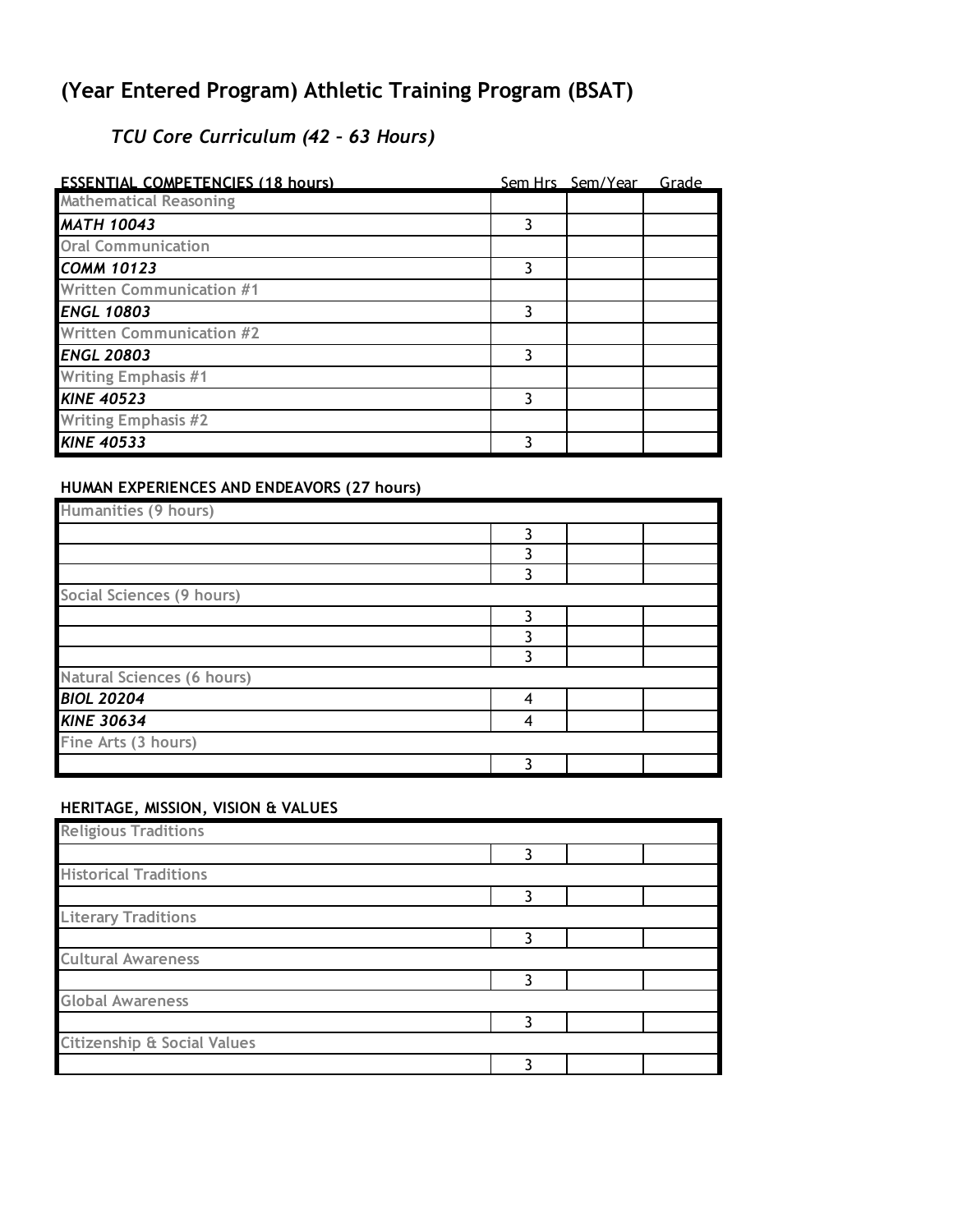# (Year Entered Program) Athletic Training Program (BSAT)

### *TCU Core Curriculum (42 – 63 Hours)*

**ESSENTIAL COMPETENCIES (18 hours)**

| | Sem Hrs | Sem/Year | Grade |
|---|---|---|---|
| Mathematical Reasoning | | | |
| ***MATH 10043*** | 3 | | |
| Oral Communication | | | |
| ***COMM 10123*** | 3 | | |
| Written Communication #1 | | | |
| ***ENGL 10803*** | 3 | | |
| Written Communication #2 | | | |
| ***ENGL 20803*** | 3 | | |
| Writing Emphasis #1 | | | |
| ***KINE 40523*** | 3 | | |
| Writing Emphasis #2 | | | |
| ***KINE 40533*** | 3 | | |

**HUMAN EXPERIENCES AND ENDEAVORS (27 hours)**

| | | | |
|---|---|---|---|
| Humanities (9 hours) | | | |
| | 3 | | |
| | 3 | | |
| | 3 | | |
| Social Sciences (9 hours) | | | |
| | 3 | | |
| | 3 | | |
| | 3 | | |
| Natural Sciences (6 hours) | | | |
| ***BIOL 20204*** | 4 | | |
| ***KINE 30634*** | 4 | | |
| Fine Arts (3 hours) | | | |
| | 3 | | |

**HERITAGE, MISSION, VISION & VALUES**

| | | | |
|---|---|---|---|
| Religious Traditions | | | |
| | 3 | | |
| Historical Traditions | | | |
| | 3 | | |
| Literary Traditions | | | |
| | 3 | | |
| Cultural Awareness | | | |
| | 3 | | |
| Global Awareness | | | |
| | 3 | | |
| Citizenship & Social Values | | | |
| | 3 | | |